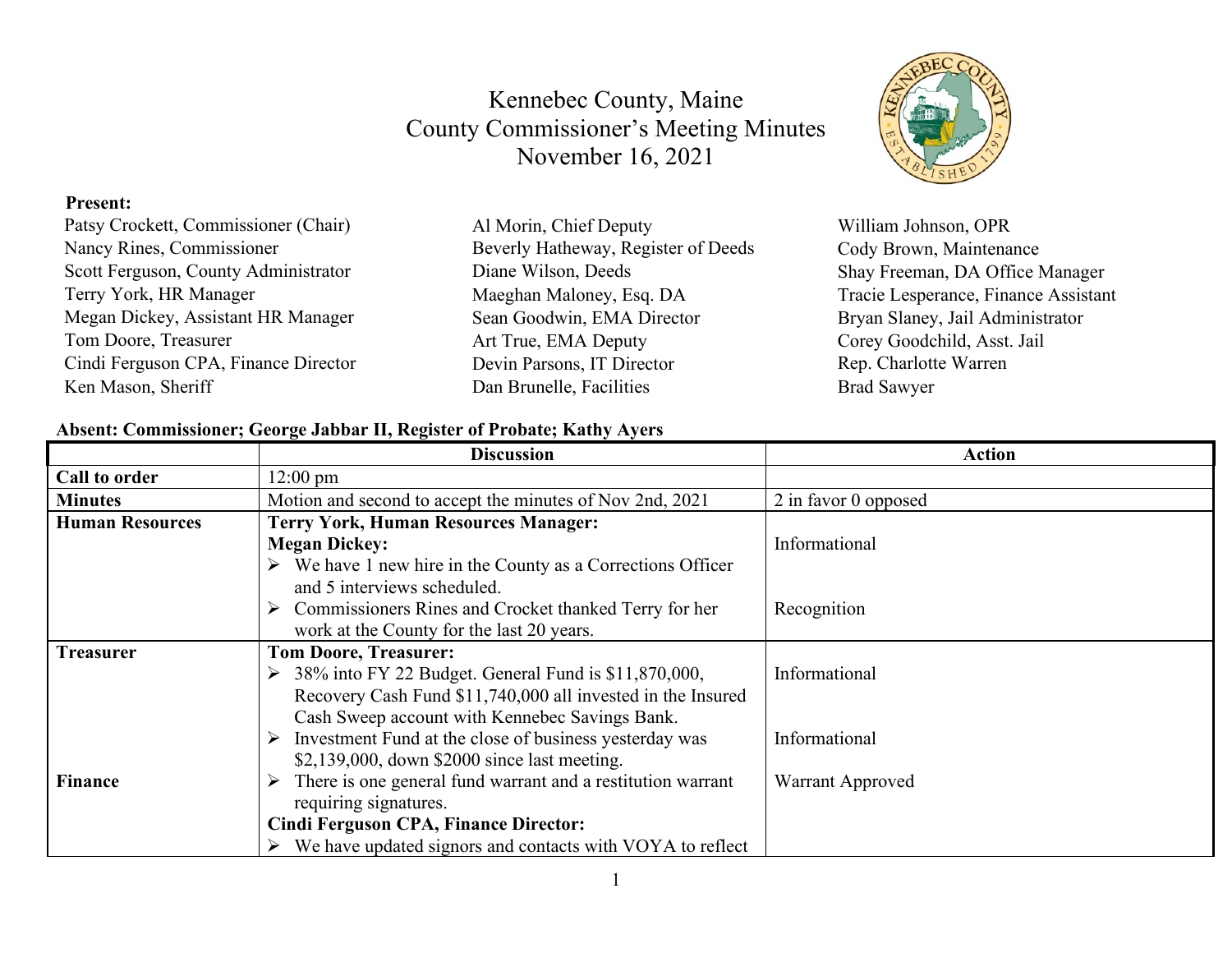# Kennebec County, Maine
## County Commissioner's Meeting Minutes
## November 16, 2021

**Present:**

Patsy Crockett, Commissioner (Chair)
Nancy Rines, Commissioner
Scott Ferguson, County Administrator
Terry York, HR Manager
Megan Dickey, Assistant HR Manager
Tom Doore, Treasurer
Cindi Ferguson CPA, Finance Director
Ken Mason, Sheriff
Al Morin, Chief Deputy
Beverly Hatheway, Register of Deeds
Diane Wilson, Deeds
Maeghan Maloney, Esq. DA
Sean Goodwin, EMA Director
Art True, EMA Deputy
Devin Parsons, IT Director
Dan Brunelle, Facilities
William Johnson, OPR
Cody Brown, Maintenance
Shay Freeman, DA Office Manager
Tracie Lesperance, Finance Assistant
Bryan Slaney, Jail Administrator
Corey Goodchild, Asst. Jail
Rep. Charlotte Warren
Brad Sawyer

**Absent: Commissioner; George Jabbar II, Register of Probate; Kathy Ayers**

| | Discussion | Action |
|---|---|---|
| **Call to order** | 12:00 pm | |
| **Minutes** | Motion and second to accept the minutes of Nov 2nd, 2021 | 2 in favor 0 opposed |
| **Human Resources** | **Terry York, Human Resources Manager:**<br>**Megan Dickey:**<br>➢ We have 1 new hire in the County as a Corrections Officer and 5 interviews scheduled.<br>➢ Commissioners Rines and Crocket thanked Terry for her work at the County for the last 20 years. | Informational<br><br>Recognition |
| **Treasurer** | **Tom Doore, Treasurer:**<br>➢ 38% into FY 22 Budget. General Fund is $11,870,000, Recovery Cash Fund $11,740,000 all invested in the Insured Cash Sweep account with Kennebec Savings Bank.<br>➢ Investment Fund at the close of business yesterday was $2,139,000, down $2000 since last meeting. | Informational<br><br>Informational |
| **Finance** | ➢ There is one general fund warrant and a restitution warrant requiring signatures.<br>**Cindi Ferguson CPA, Finance Director:**<br>➢ We have updated signors and contacts with VOYA to reflect | Warrant Approved |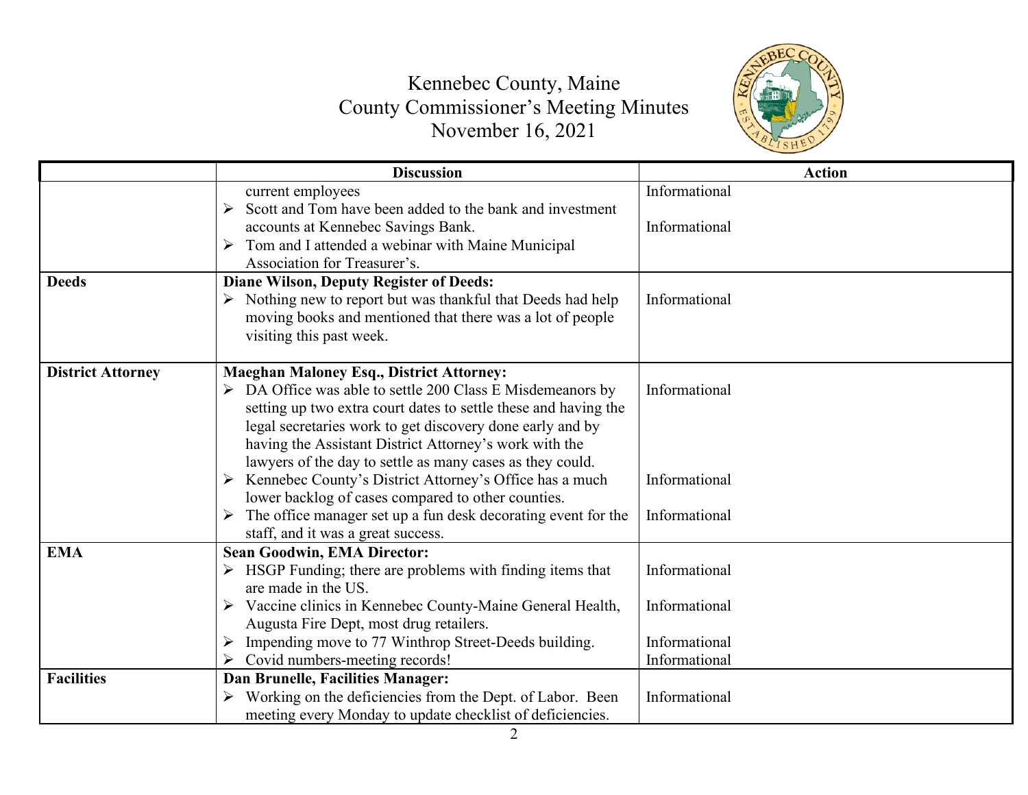Kennebec County, Maine
County Commissioner's Meeting Minutes
November 16, 2021

| | Discussion | Action |
|---|---|---|
| | current employees<br>➢ Scott and Tom have been added to the bank and investment accounts at Kennebec Savings Bank.<br>➢ Tom and I attended a webinar with Maine Municipal Association for Treasurer's. | Informational<br><br>Informational |
| **Deeds** | **Diane Wilson, Deputy Register of Deeds:**<br>➢ Nothing new to report but was thankful that Deeds had help moving books and mentioned that there was a lot of people visiting this past week. | Informational |
| **District Attorney** | **Maeghan Maloney Esq., District Attorney:**<br>➢ DA Office was able to settle 200 Class E Misdemeanors by setting up two extra court dates to settle these and having the legal secretaries work to get discovery done early and by having the Assistant District Attorney's work with the lawyers of the day to settle as many cases as they could.<br>➢ Kennebec County's District Attorney's Office has a much lower backlog of cases compared to other counties.<br>➢ The office manager set up a fun desk decorating event for the staff, and it was a great success. | Informational<br><br>Informational<br><br>Informational |
| **EMA** | **Sean Goodwin, EMA Director:**<br>➢ HSGP Funding; there are problems with finding items that are made in the US.<br>➢ Vaccine clinics in Kennebec County-Maine General Health, Augusta Fire Dept, most drug retailers.<br>➢ Impending move to 77 Winthrop Street-Deeds building.<br>➢ Covid numbers-meeting records! | Informational<br><br>Informational<br><br>Informational<br>Informational |
| **Facilities** | **Dan Brunelle, Facilities Manager:**<br>➢ Working on the deficiencies from the Dept. of Labor. Been meeting every Monday to update checklist of deficiencies. | Informational |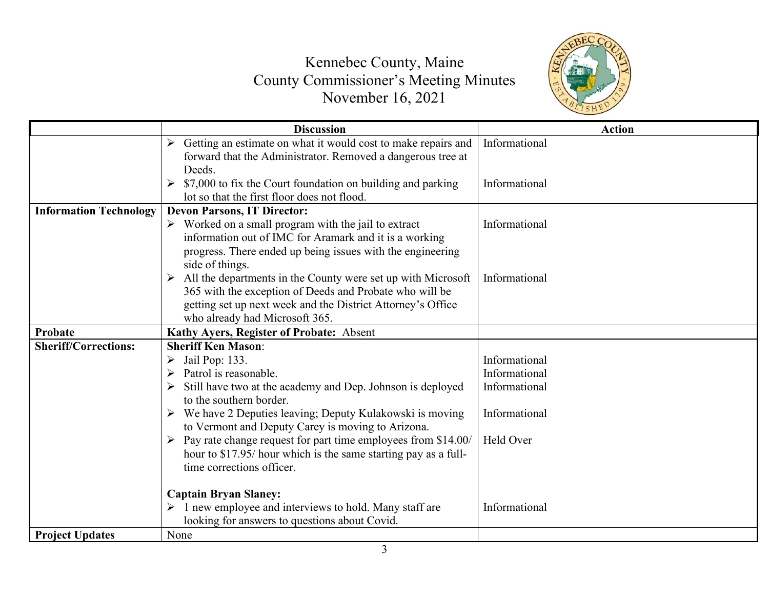Kennebec County, Maine
County Commissioner's Meeting Minutes
November 16, 2021

| | Discussion | Action |
|---|---|---|
| | ➢ Getting an estimate on what it would cost to make repairs and forward that the Administrator. Removed a dangerous tree at Deeds.<br>➢ $7,000 to fix the Court foundation on building and parking lot so that the first floor does not flood. | Informational<br><br>Informational |
| **Information Technology** | **Devon Parsons, IT Director:**<br>➢ Worked on a small program with the jail to extract information out of IMC for Aramark and it is a working progress. There ended up being issues with the engineering side of things.<br>➢ All the departments in the County were set up with Microsoft 365 with the exception of Deeds and Probate who will be getting set up next week and the District Attorney's Office who already had Microsoft 365. | Informational<br><br>Informational |
| **Probate** | **Kathy Ayers, Register of Probate:** Absent | |
| **Sheriff/Corrections:** | **Sheriff Ken Mason**:<br>➢ Jail Pop: 133.<br>➢ Patrol is reasonable.<br>➢ Still have two at the academy and Dep. Johnson is deployed to the southern border.<br>➢ We have 2 Deputies leaving; Deputy Kulakowski is moving to Vermont and Deputy Carey is moving to Arizona.<br>➢ Pay rate change request for part time employees from $14.00/ hour to $17.95/ hour which is the same starting pay as a full-time corrections officer.<br><br>**Captain Bryan Slaney:**<br>➢ 1 new employee and interviews to hold. Many staff are looking for answers to questions about Covid. | Informational<br>Informational<br>Informational<br><br>Informational<br><br>Held Over<br><br><br>Informational |
| **Project Updates** | None | |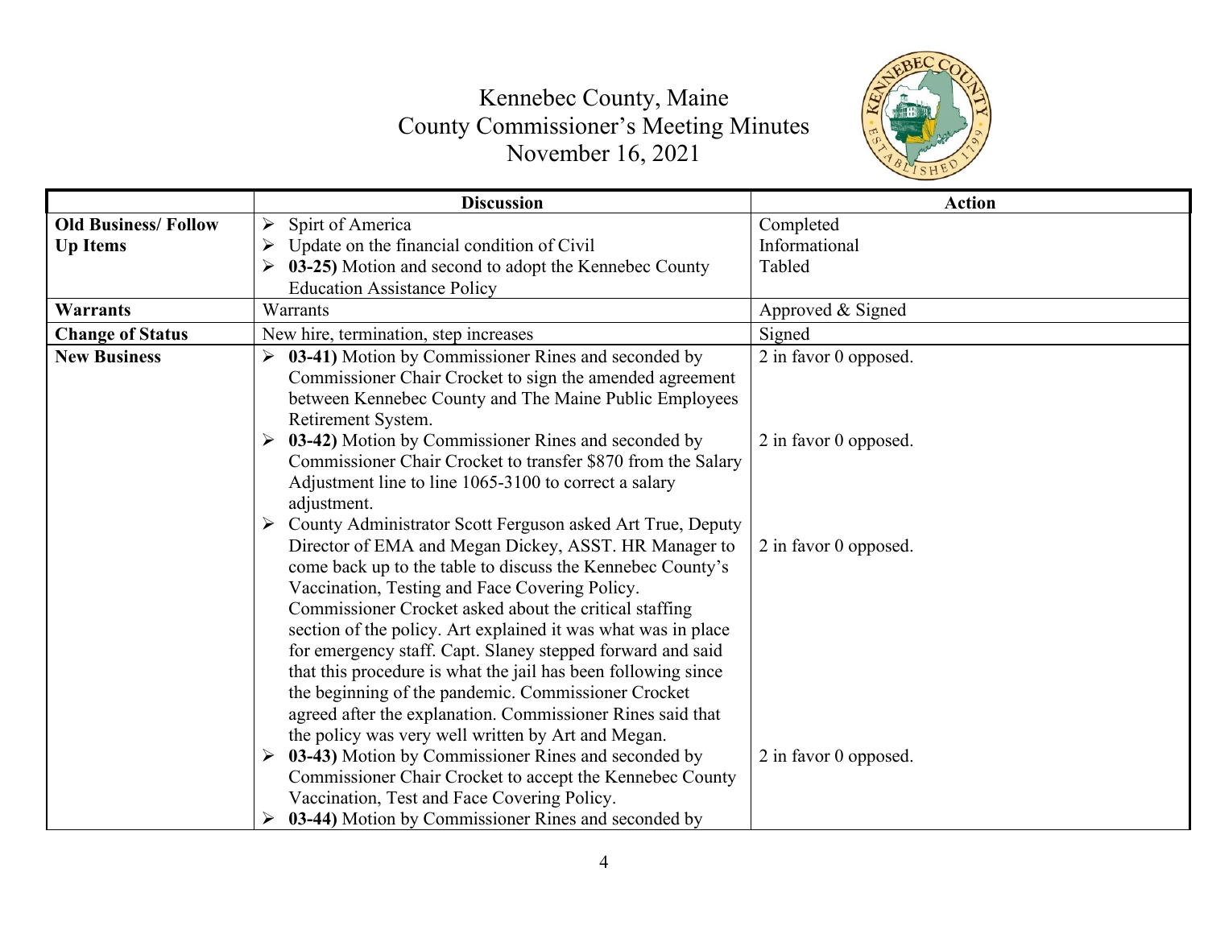# Kennebec County, Maine
## County Commissioner's Meeting Minutes
### November 16, 2021

| | Discussion | Action |
|---|---|---|
| **Old Business/ Follow Up Items** | ➢ Spirt of America<br>➢ Update on the financial condition of Civil<br>➢ **03-25)** Motion and second to adopt the Kennebec County Education Assistance Policy | Completed<br>Informational<br>Tabled |
| **Warrants** | Warrants | Approved & Signed |
| **Change of Status** | New hire, termination, step increases | Signed |
| **New Business** | ➢ **03-41)** Motion by Commissioner Rines and seconded by Commissioner Chair Crocket to sign the amended agreement between Kennebec County and The Maine Public Employees Retirement System.<br>➢ **03-42)** Motion by Commissioner Rines and seconded by Commissioner Chair Crocket to transfer $870 from the Salary Adjustment line to line 1065-3100 to correct a salary adjustment.<br>➢ County Administrator Scott Ferguson asked Art True, Deputy Director of EMA and Megan Dickey, ASST. HR Manager to come back up to the table to discuss the Kennebec County's Vaccination, Testing and Face Covering Policy. Commissioner Crocket asked about the critical staffing section of the policy. Art explained it was what was in place for emergency staff. Capt. Slaney stepped forward and said that this procedure is what the jail has been following since the beginning of the pandemic. Commissioner Crocket agreed after the explanation. Commissioner Rines said that the policy was very well written by Art and Megan.<br>➢ **03-43)** Motion by Commissioner Rines and seconded by Commissioner Chair Crocket to accept the Kennebec County Vaccination, Test and Face Covering Policy.<br>➢ **03-44)** Motion by Commissioner Rines and seconded by | 2 in favor 0 opposed.<br><br>2 in favor 0 opposed.<br><br>2 in favor 0 opposed.<br><br>2 in favor 0 opposed. |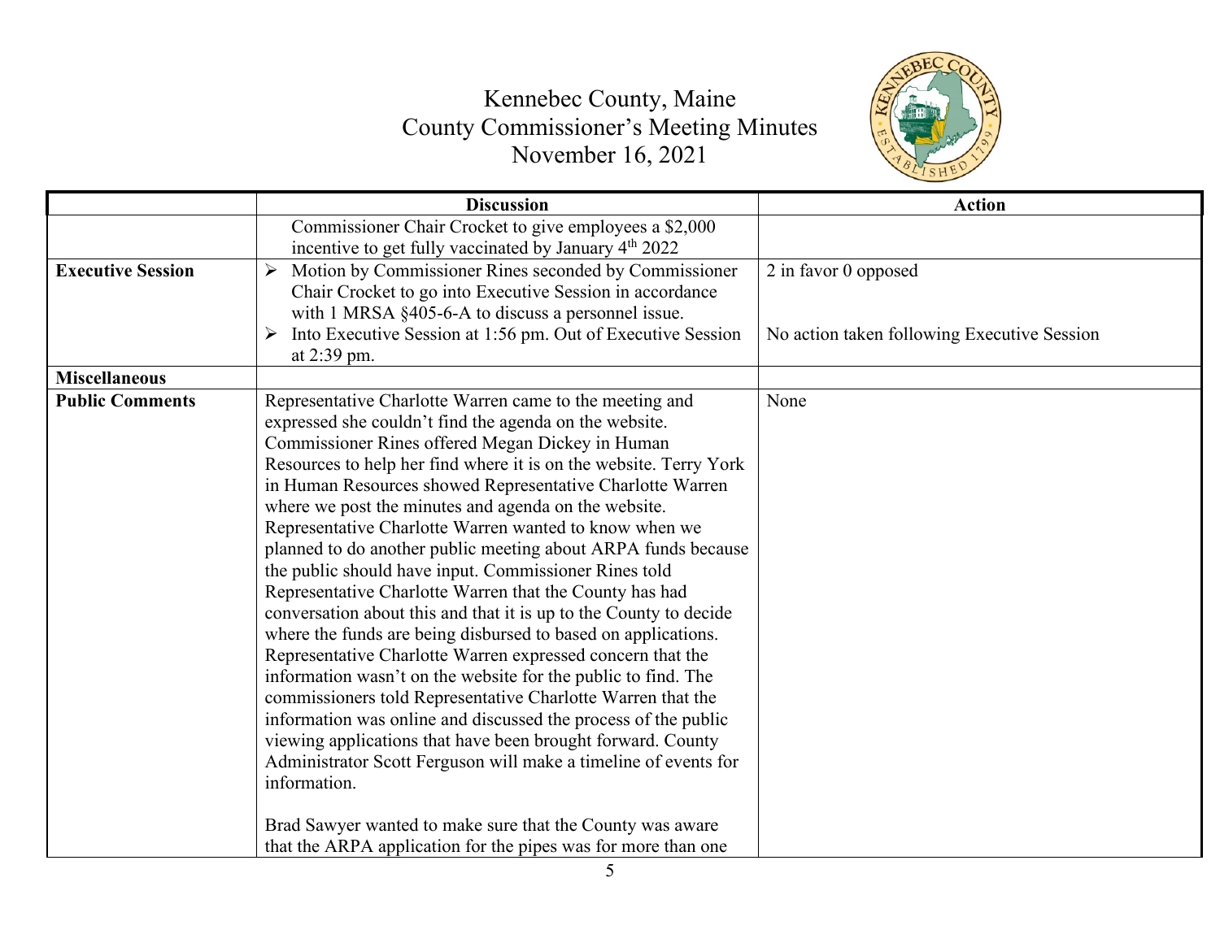Kennebec County, Maine
County Commissioner's Meeting Minutes
November 16, 2021

| | Discussion | Action |
|---|---|---|
| | Commissioner Chair Crocket to give employees a $2,000 incentive to get fully vaccinated by January 4th 2022 | |
| **Executive Session** | ➢ Motion by Commissioner Rines seconded by Commissioner Chair Crocket to go into Executive Session in accordance with 1 MRSA §405-6-A to discuss a personnel issue.<br>➢ Into Executive Session at 1:56 pm. Out of Executive Session at 2:39 pm. | 2 in favor 0 opposed<br><br>No action taken following Executive Session |
| **Miscellaneous** | | |
| **Public Comments** | Representative Charlotte Warren came to the meeting and expressed she couldn't find the agenda on the website. Commissioner Rines offered Megan Dickey in Human Resources to help her find where it is on the website. Terry York in Human Resources showed Representative Charlotte Warren where we post the minutes and agenda on the website. Representative Charlotte Warren wanted to know when we planned to do another public meeting about ARPA funds because the public should have input. Commissioner Rines told Representative Charlotte Warren that the County has had conversation about this and that it is up to the County to decide where the funds are being disbursed to based on applications. Representative Charlotte Warren expressed concern that the information wasn't on the website for the public to find. The commissioners told Representative Charlotte Warren that the information was online and discussed the process of the public viewing applications that have been brought forward. County Administrator Scott Ferguson will make a timeline of events for information.<br><br>Brad Sawyer wanted to make sure that the County was aware that the ARPA application for the pipes was for more than one | None |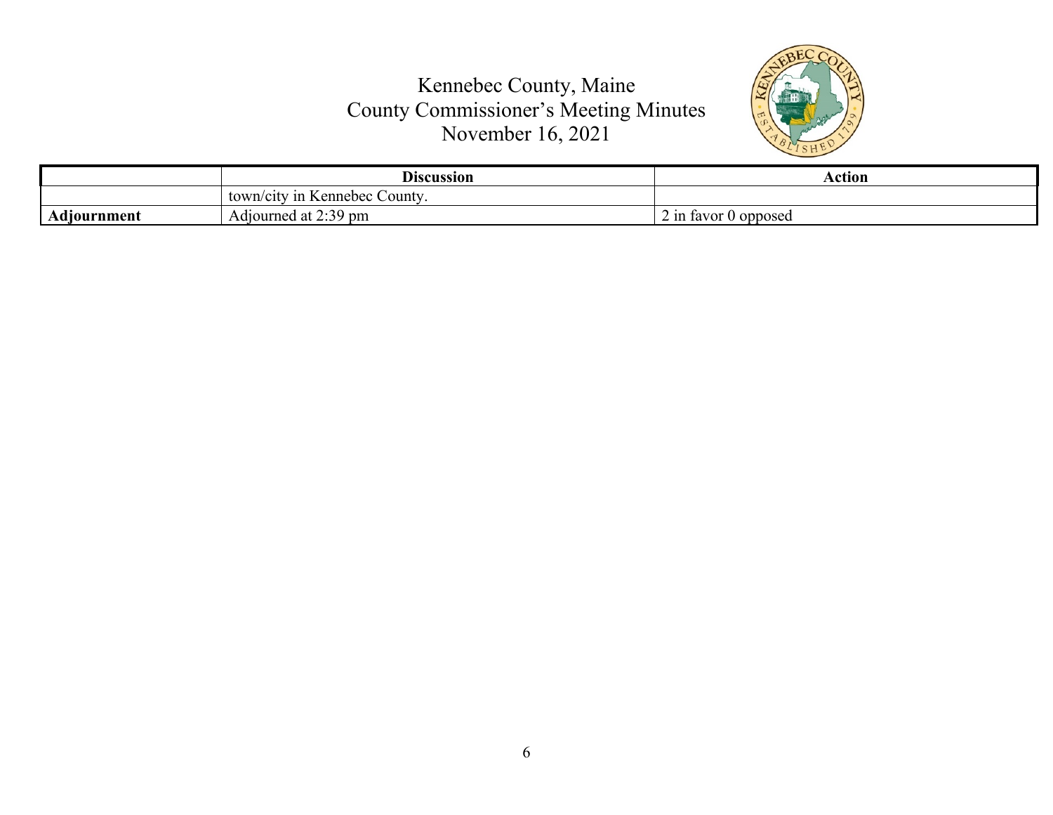Kennebec County, Maine
County Commissioner's Meeting Minutes
November 16, 2021

| | Discussion | Action |
|---|---|---|
| | town/city in Kennebec County. | |
| **Adjournment** | Adjourned at 2:39 pm | 2 in favor 0 opposed |